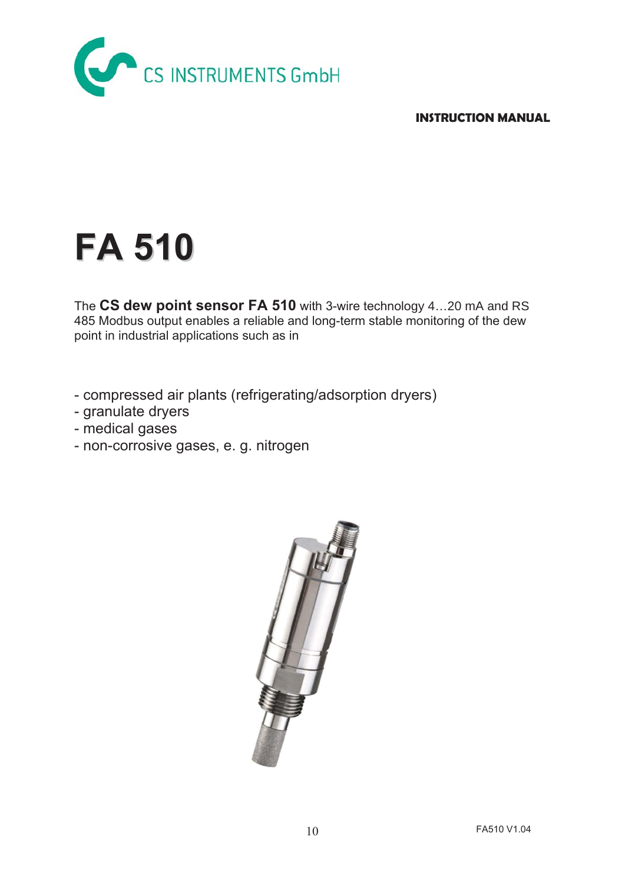CS INSTRUMENTS GmbH

**INSTRUCTION MANUAL**

# FA 510

The **CS dew point sensor FA 510** with 3-wire technology 4…20 mA and RS 485 Modbus output enables a reliable and long-term stable monitoring of the dew point in industrial applications such as in

- compressed air plants (refrigerating/adsorption dryers)
- granulate dryers
- medical gases
- non-corrosive gases, e. g. nitrogen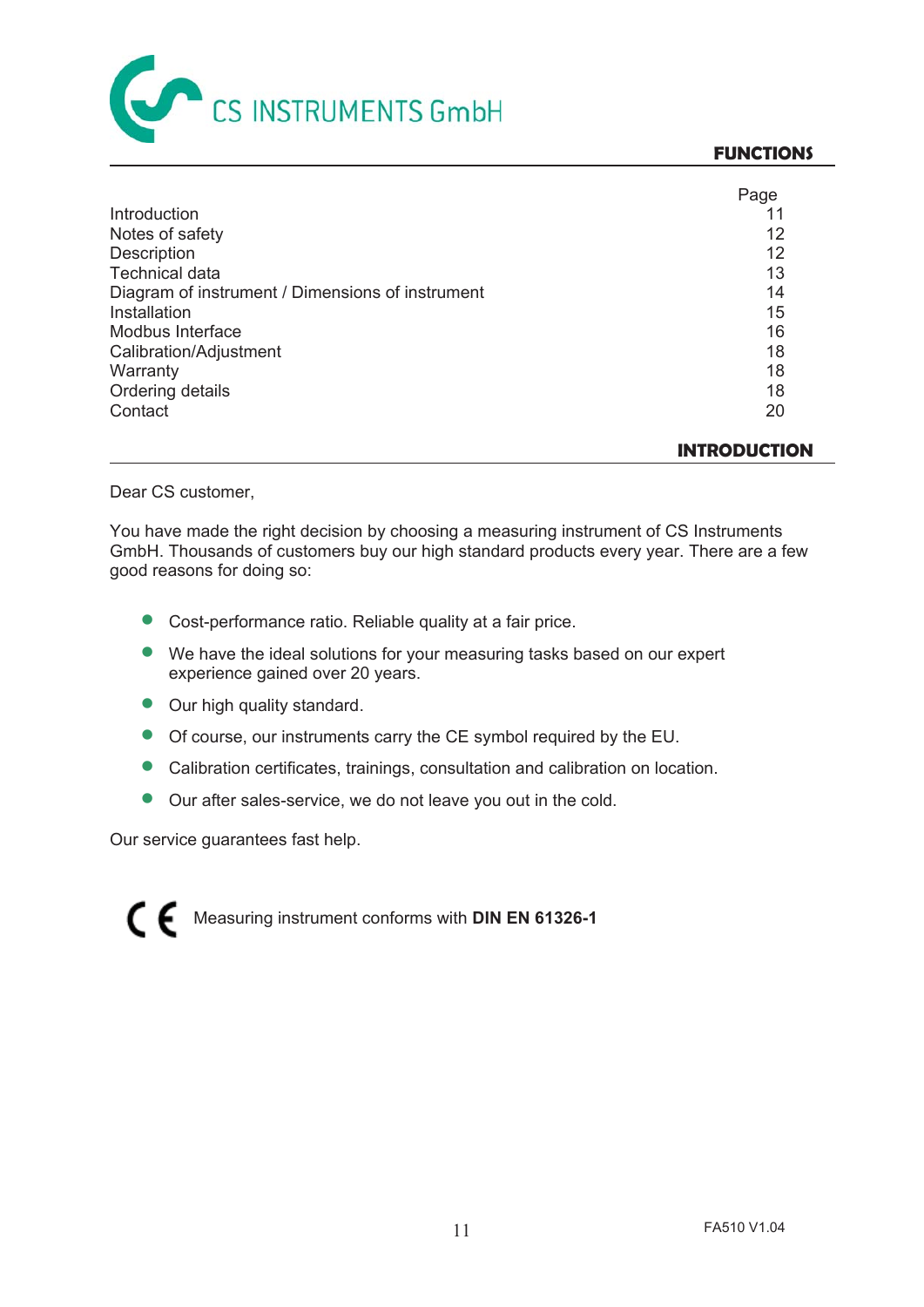CS INSTRUMENTS GmbH

## FUNCTIONS

| | Page |
|---|---|
| Introduction | 11 |
| Notes of safety | 12 |
| Description | 12 |
| Technical data | 13 |
| Diagram of instrument / Dimensions of instrument | 14 |
| Installation | 15 |
| Modbus Interface | 16 |
| Calibration/Adjustment | 18 |
| Warranty | 18 |
| Ordering details | 18 |
| Contact | 20 |

## INTRODUCTION

Dear CS customer,

You have made the right decision by choosing a measuring instrument of CS Instruments GmbH. Thousands of customers buy our high standard products every year. There are a few good reasons for doing so:

- Cost-performance ratio. Reliable quality at a fair price.
- We have the ideal solutions for your measuring tasks based on our expert experience gained over 20 years.
- Our high quality standard.
- Of course, our instruments carry the CE symbol required by the EU.
- Calibration certificates, trainings, consultation and calibration on location.
- Our after sales-service, we do not leave you out in the cold.

Our service guarantees fast help.

CE Measuring instrument conforms with **DIN EN 61326-1**

FA510 V1.04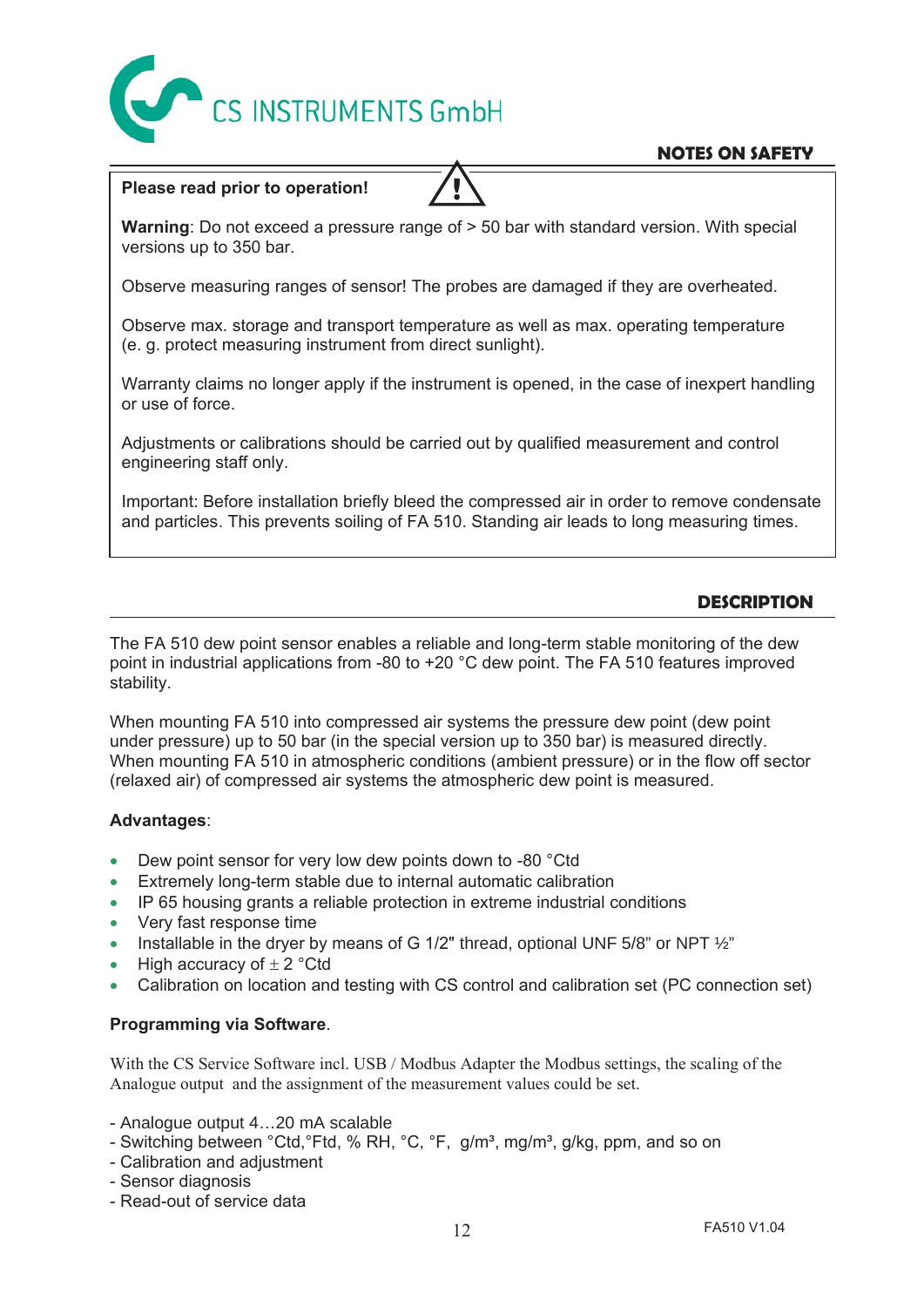CS INSTRUMENTS GmbH

## NOTES ON SAFETY

**Please read prior to operation!**

**Warning**: Do not exceed a pressure range of > 50 bar with standard version. With special versions up to 350 bar.

Observe measuring ranges of sensor! The probes are damaged if they are overheated.

Observe max. storage and transport temperature as well as max. operating temperature (e. g. protect measuring instrument from direct sunlight).

Warranty claims no longer apply if the instrument is opened, in the case of inexpert handling or use of force.

Adjustments or calibrations should be carried out by qualified measurement and control engineering staff only.

Important: Before installation briefly bleed the compressed air in order to remove condensate and particles. This prevents soiling of FA 510. Standing air leads to long measuring times.

## DESCRIPTION

The FA 510 dew point sensor enables a reliable and long-term stable monitoring of the dew point in industrial applications from -80 to +20 °C dew point. The FA 510 features improved stability.

When mounting FA 510 into compressed air systems the pressure dew point (dew point under pressure) up to 50 bar (in the special version up to 350 bar) is measured directly. When mounting FA 510 in atmospheric conditions (ambient pressure) or in the flow off sector (relaxed air) of compressed air systems the atmospheric dew point is measured.

**Advantages**:

- Dew point sensor for very low dew points down to -80 °Ctd
- Extremely long-term stable due to internal automatic calibration
- IP 65 housing grants a reliable protection in extreme industrial conditions
- Very fast response time
- Installable in the dryer by means of G 1/2" thread, optional UNF 5/8" or NPT ½"
- High accuracy of ± 2 °Ctd
- Calibration on location and testing with CS control and calibration set (PC connection set)

**Programming via Software**.

With the CS Service Software incl. USB / Modbus Adapter the Modbus settings, the scaling of the Analogue output and the assignment of the measurement values could be set.

- Analogue output 4…20 mA scalable
- Switching between °Ctd,°Ftd, % RH, °C, °F, g/m³, mg/m³, g/kg, ppm, and so on
- Calibration and adjustment
- Sensor diagnosis
- Read-out of service data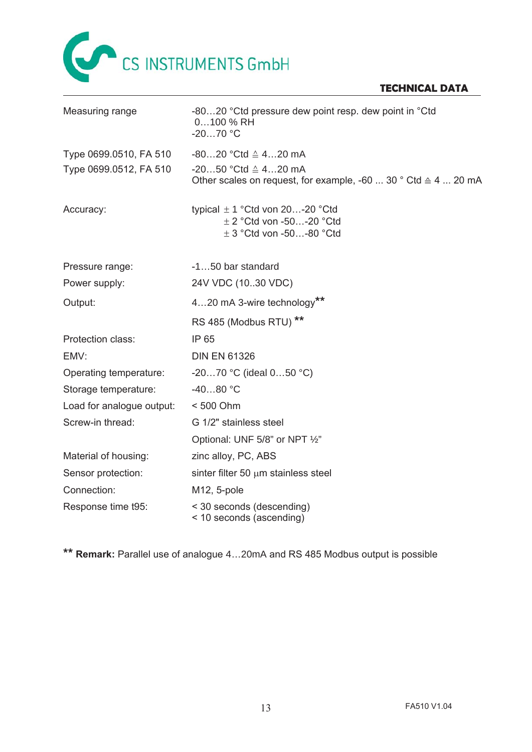## TECHNICAL DATA

| | |
|---|---|
| Measuring range | -80…20 °Ctd pressure dew point resp. dew point in °Ctd<br>0…100 % RH<br>-20…70 °C |
| Type 0699.0510, FA 510 | -80…20 °Ctd ≙ 4…20 mA |
| Type 0699.0512, FA 510 | -20…50 °Ctd ≙ 4…20 mA<br>Other scales on request, for example, -60 ... 30 ° Ctd ≙ 4 ... 20 mA |
| Accuracy: | typical ± 1 °Ctd von 20…-20 °Ctd<br>± 2 °Ctd von -50…-20 °Ctd<br>± 3 °Ctd von -50…-80 °Ctd |
| Pressure range: | -1…50 bar standard |
| Power supply: | 24V VDC (10..30 VDC) |
| Output: | 4…20 mA 3-wire technology**<br>RS 485 (Modbus RTU) ** |
| Protection class: | IP 65 |
| EMV: | DIN EN 61326 |
| Operating temperature: | -20…70 °C (ideal 0…50 °C) |
| Storage temperature: | -40…80 °C |
| Load for analogue output: | < 500 Ohm |
| Screw-in thread: | G 1/2" stainless steel<br>Optional: UNF 5/8” or NPT ½” |
| Material of housing: | zinc alloy, PC, ABS |
| Sensor protection: | sinter filter 50 µm stainless steel |
| Connection: | M12, 5-pole |
| Response time t95: | < 30 seconds (descending)<br>< 10 seconds (ascending) |

** **Remark:** Parallel use of analogue 4…20mA and RS 485 Modbus output is possible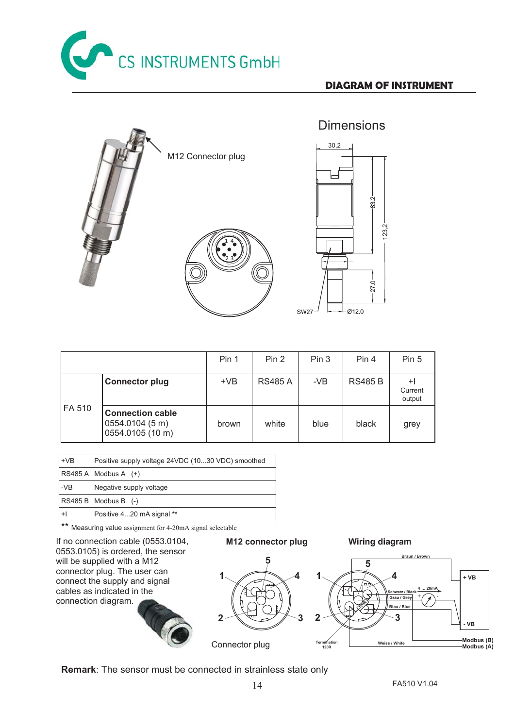## DIAGRAM OF INSTRUMENT

M12 Connector plug

Dimensions

|  |  | Pin 1 | Pin 2 | Pin 3 | Pin 4 | Pin 5 |
|---|---|---|---|---|---|---|
| FA 510 | **Connector plug** | +VB | RS485 A | -VB | RS485 B | +I Current output |
|  | **Connection cable** 0554.0104 (5 m) 0554.0105 (10 m) | brown | white | blue | black | grey |

| | |
|---|---|
| +VB | Positive supply voltage 24VDC (10...30 VDC) smoothed |
| RS485 A | Modbus A (+) |
| -VB | Negative supply voltage |
| RS485 B | Modbus B (-) |
| +I | Positive 4...20 mA signal ** |

** Measuring value assignment for 4-20mA signal selectable

If no connection cable (0553.0104, 0553.0105) is ordered, the sensor will be supplied with a M12 connector plug. The user can connect the supply and signal cables as indicated in the connection diagram.

**M12 connector plug**

Connector plug

**Wiring diagram**

**Remark**: The sensor must be connected in strainless state only

FA510 V1.04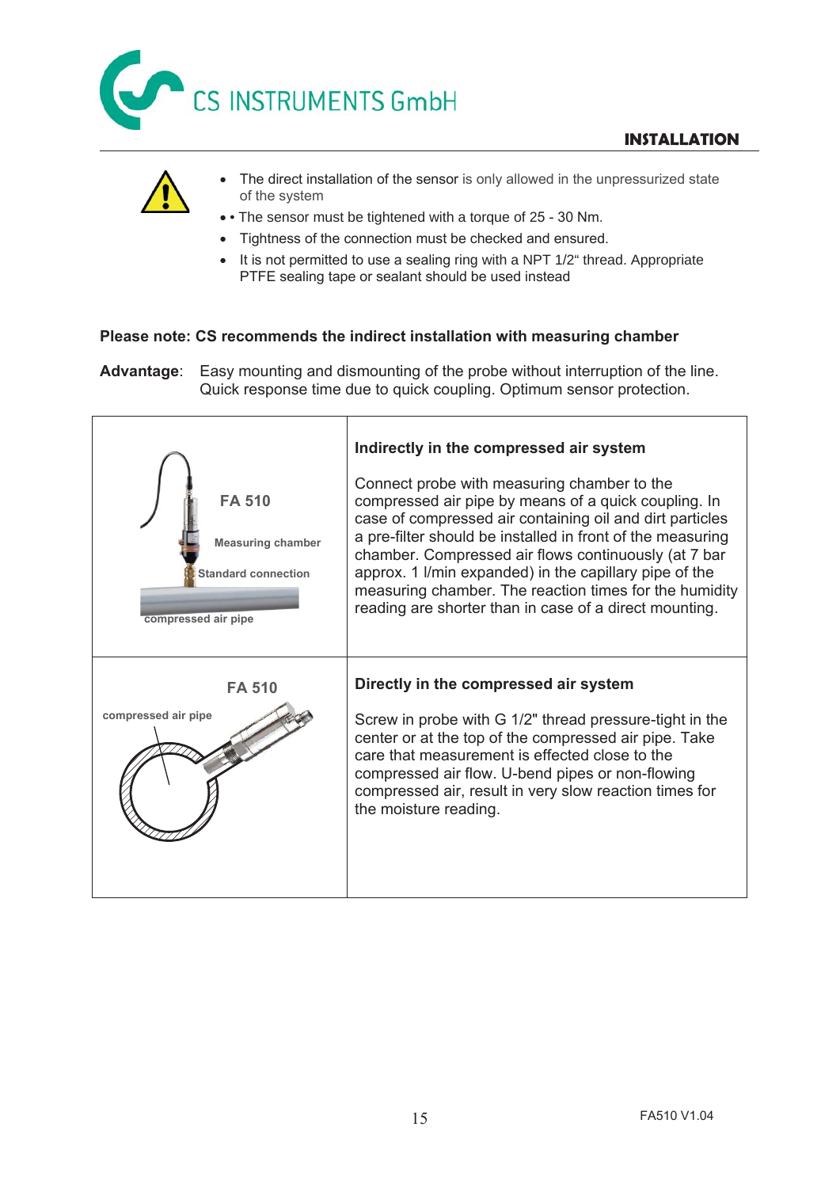## INSTALLATION

- The direct installation of the sensor is only allowed in the unpressurized state of the system
- • The sensor must be tightened with a torque of 25 - 30 Nm.
- Tightness of the connection must be checked and ensured.
- It is not permitted to use a sealing ring with a NPT 1/2" thread. Appropriate PTFE sealing tape or sealant should be used instead

**Please note: CS recommends the indirect installation with measuring chamber**

**Advantage**: Easy mounting and dismounting of the probe without interruption of the line. Quick response time due to quick coupling. Optimum sensor protection.

| | |
|---|---|
| FA 510<br>Measuring chamber<br>Standard connection<br>compressed air pipe | **Indirectly in the compressed air system**<br><br>Connect probe with measuring chamber to the compressed air pipe by means of a quick coupling. In case of compressed air containing oil and dirt particles a pre-filter should be installed in front of the measuring chamber. Compressed air flows continuously (at 7 bar approx. 1 l/min expanded) in the capillary pipe of the measuring chamber. The reaction times for the humidity reading are shorter than in case of a direct mounting. |
| FA 510<br>compressed air pipe | **Directly in the compressed air system**<br><br>Screw in probe with G 1/2" thread pressure-tight in the center or at the top of the compressed air pipe. Take care that measurement is effected close to the compressed air flow. U-bend pipes or non-flowing compressed air, result in very slow reaction times for the moisture reading. |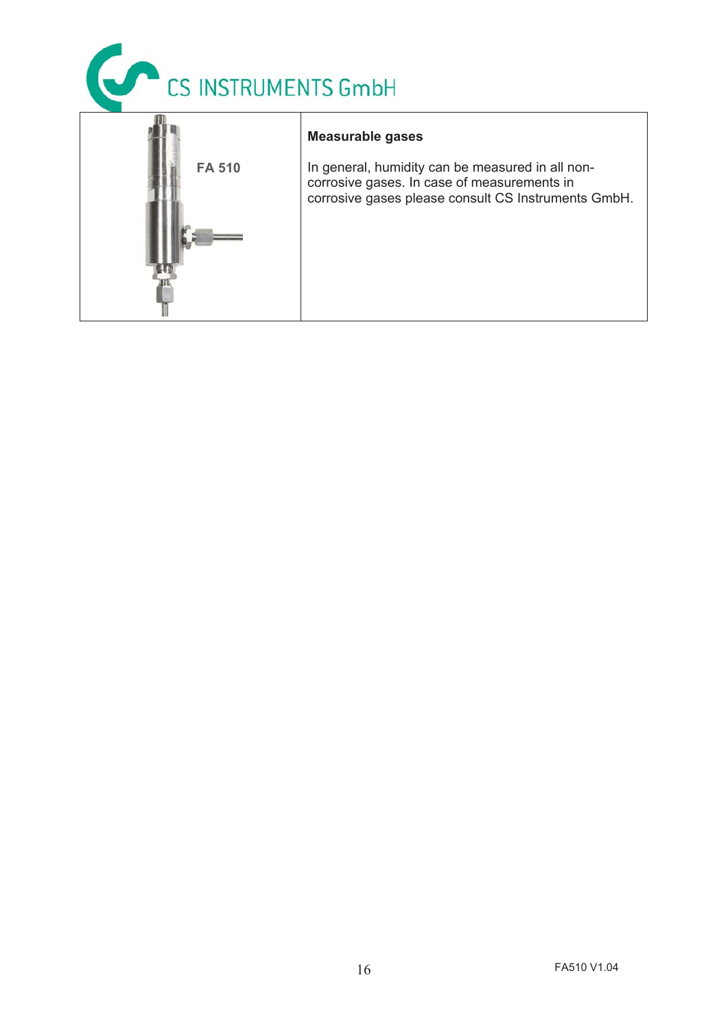| FA 510 | **Measurable gases**<br><br>In general, humidity can be measured in all non-corrosive gases. In case of measurements in corrosive gases please consult CS Instruments GmbH. |
| --- | --- |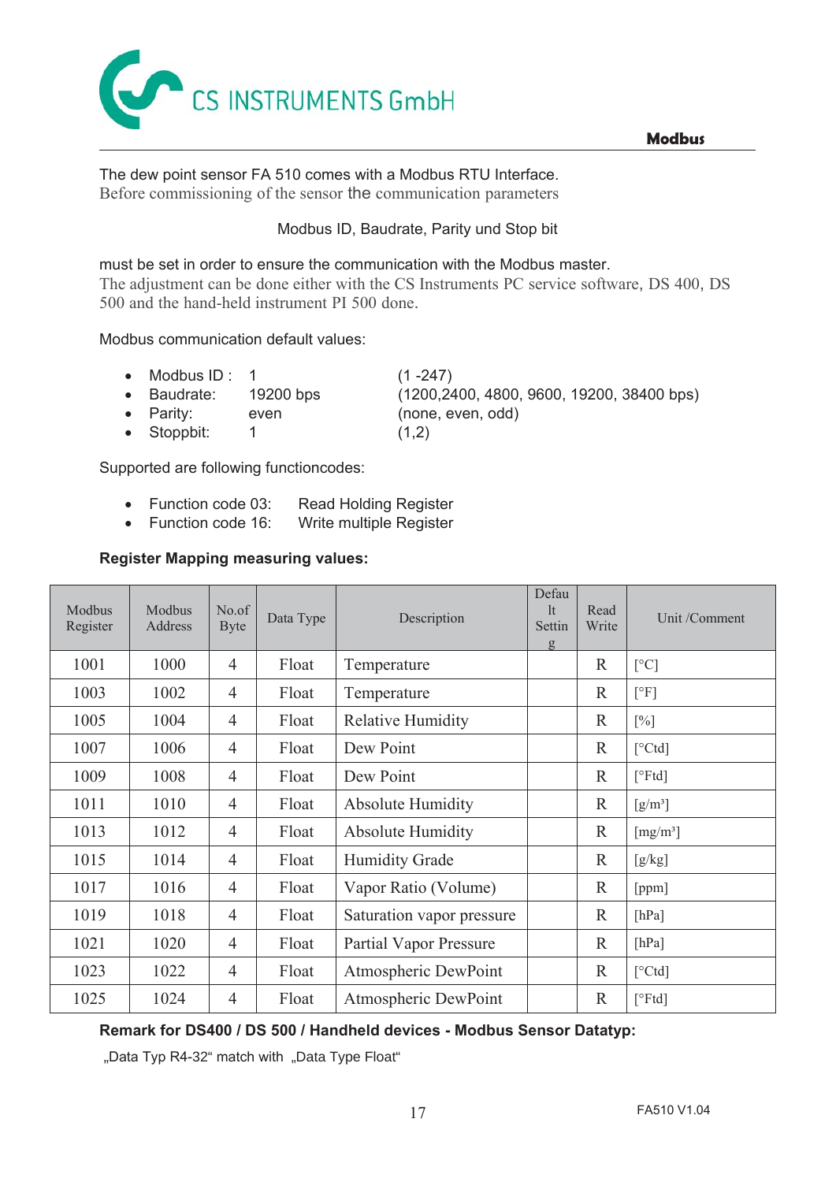The dew point sensor FA 510 comes with a Modbus RTU Interface.
Before commissioning of the sensor the communication parameters

Modbus ID, Baudrate, Parity und Stop bit

must be set in order to ensure the communication with the Modbus master.
The adjustment can be done either with the CS Instruments PC service software, DS 400, DS 500 and the hand-held instrument PI 500 done.

Modbus communication default values:

- Modbus ID : 1 (1 -247)
- Baudrate: 19200 bps (1200,2400, 4800, 9600, 19200, 38400 bps)
- Parity: even (none, even, odd)
- Stoppbit: 1 (1,2)

Supported are following functioncodes:

- Function code 03: Read Holding Register
- Function code 16: Write multiple Register

**Register Mapping measuring values:**

| Modbus Register | Modbus Address | No.of Byte | Data Type | Description | Default Setting | Read Write | Unit /Comment |
|---|---|---|---|---|---|---|---|
| 1001 | 1000 | 4 | Float | Temperature | | R | [°C] |
| 1003 | 1002 | 4 | Float | Temperature | | R | [°F] |
| 1005 | 1004 | 4 | Float | Relative Humidity | | R | [%] |
| 1007 | 1006 | 4 | Float | Dew Point | | R | [°Ctd] |
| 1009 | 1008 | 4 | Float | Dew Point | | R | [°Ftd] |
| 1011 | 1010 | 4 | Float | Absolute Humidity | | R | [g/m³] |
| 1013 | 1012 | 4 | Float | Absolute Humidity | | R | [mg/m³] |
| 1015 | 1014 | 4 | Float | Humidity Grade | | R | [g/kg] |
| 1017 | 1016 | 4 | Float | Vapor Ratio (Volume) | | R | [ppm] |
| 1019 | 1018 | 4 | Float | Saturation vapor pressure | | R | [hPa] |
| 1021 | 1020 | 4 | Float | Partial Vapor Pressure | | R | [hPa] |
| 1023 | 1022 | 4 | Float | Atmospheric DewPoint | | R | [°Ctd] |
| 1025 | 1024 | 4 | Float | Atmospheric DewPoint | | R | [°Ftd] |

**Remark for DS400 / DS 500 / Handheld devices - Modbus Sensor Datatyp:**

„Data Typ R4-32" match with „Data Type Float"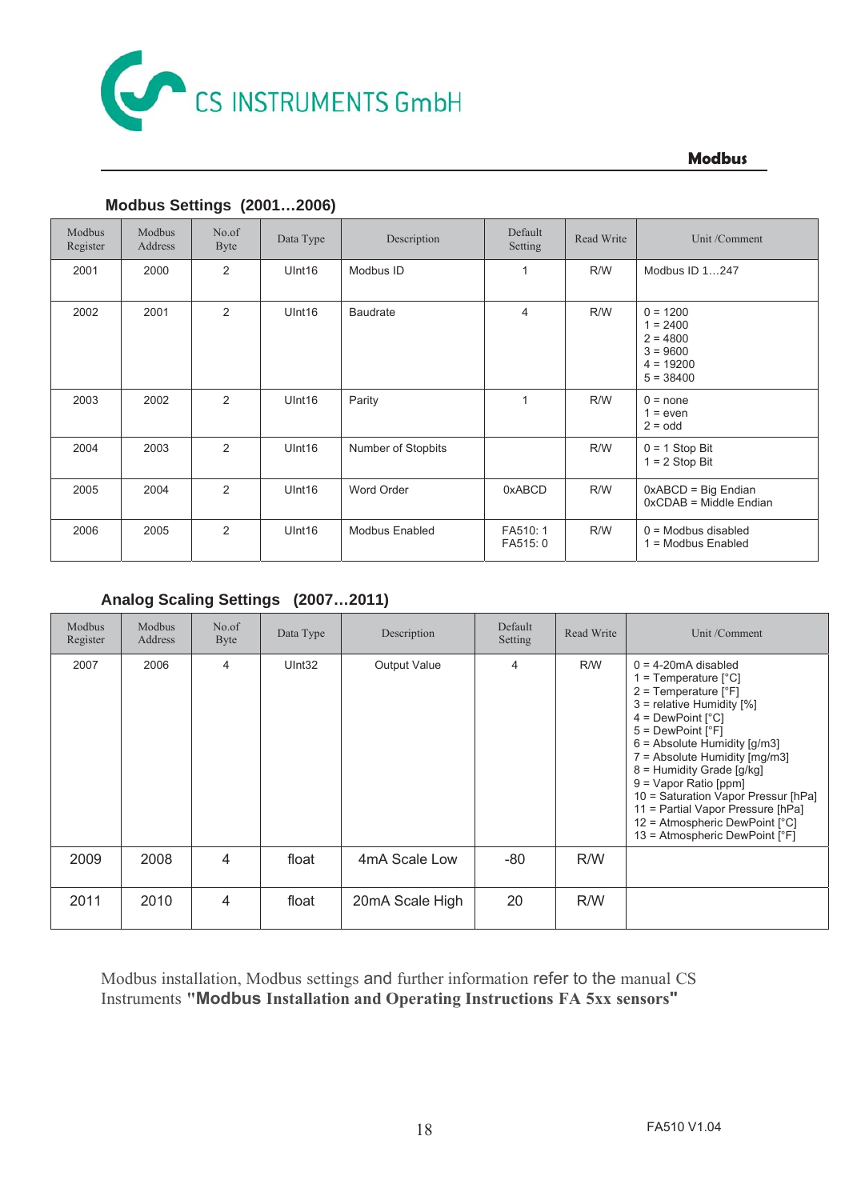## Modbus Settings (2001…2006)

| Modbus Register | Modbus Address | No.of Byte | Data Type | Description | Default Setting | Read Write | Unit /Comment |
|---|---|---|---|---|---|---|---|
| 2001 | 2000 | 2 | UInt16 | Modbus ID | 1 | R/W | Modbus ID 1…247 |
| 2002 | 2001 | 2 | UInt16 | Baudrate | 4 | R/W | 0 = 1200<br>1 = 2400<br>2 = 4800<br>3 = 9600<br>4 = 19200<br>5 = 38400 |
| 2003 | 2002 | 2 | UInt16 | Parity | 1 | R/W | 0 = none<br>1 = even<br>2 = odd |
| 2004 | 2003 | 2 | UInt16 | Number of Stopbits | | R/W | 0 = 1 Stop Bit<br>1 = 2 Stop Bit |
| 2005 | 2004 | 2 | UInt16 | Word Order | 0xABCD | R/W | 0xABCD = Big Endian<br>0xCDAB = Middle Endian |
| 2006 | 2005 | 2 | UInt16 | Modbus Enabled | FA510: 1<br>FA515: 0 | R/W | 0 = Modbus disabled<br>1 = Modbus Enabled |

## Analog Scaling Settings (2007…2011)

| Modbus Register | Modbus Address | No.of Byte | Data Type | Description | Default Setting | Read Write | Unit /Comment |
|---|---|---|---|---|---|---|---|
| 2007 | 2006 | 4 | UInt32 | Output Value | 4 | R/W | 0 = 4-20mA disabled<br>1 = Temperature [°C]<br>2 = Temperature [°F]<br>3 = relative Humidity [%]<br>4 = DewPoint [°C]<br>5 = DewPoint [°F]<br>6 = Absolute Humidity [g/m3]<br>7 = Absolute Humidity [mg/m3]<br>8 = Humidity Grade [g/kg]<br>9 = Vapor Ratio [ppm]<br>10 = Saturation Vapor Pressur [hPa]<br>11 = Partial Vapor Pressure [hPa]<br>12 = Atmospheric DewPoint [°C]<br>13 = Atmospheric DewPoint [°F] |
| 2009 | 2008 | 4 | float | 4mA Scale Low | -80 | R/W | |
| 2011 | 2010 | 4 | float | 20mA Scale High | 20 | R/W | |

Modbus installation, Modbus settings and further information refer to the manual CS Instruments **"Modbus Installation and Operating Instructions FA 5xx sensors"**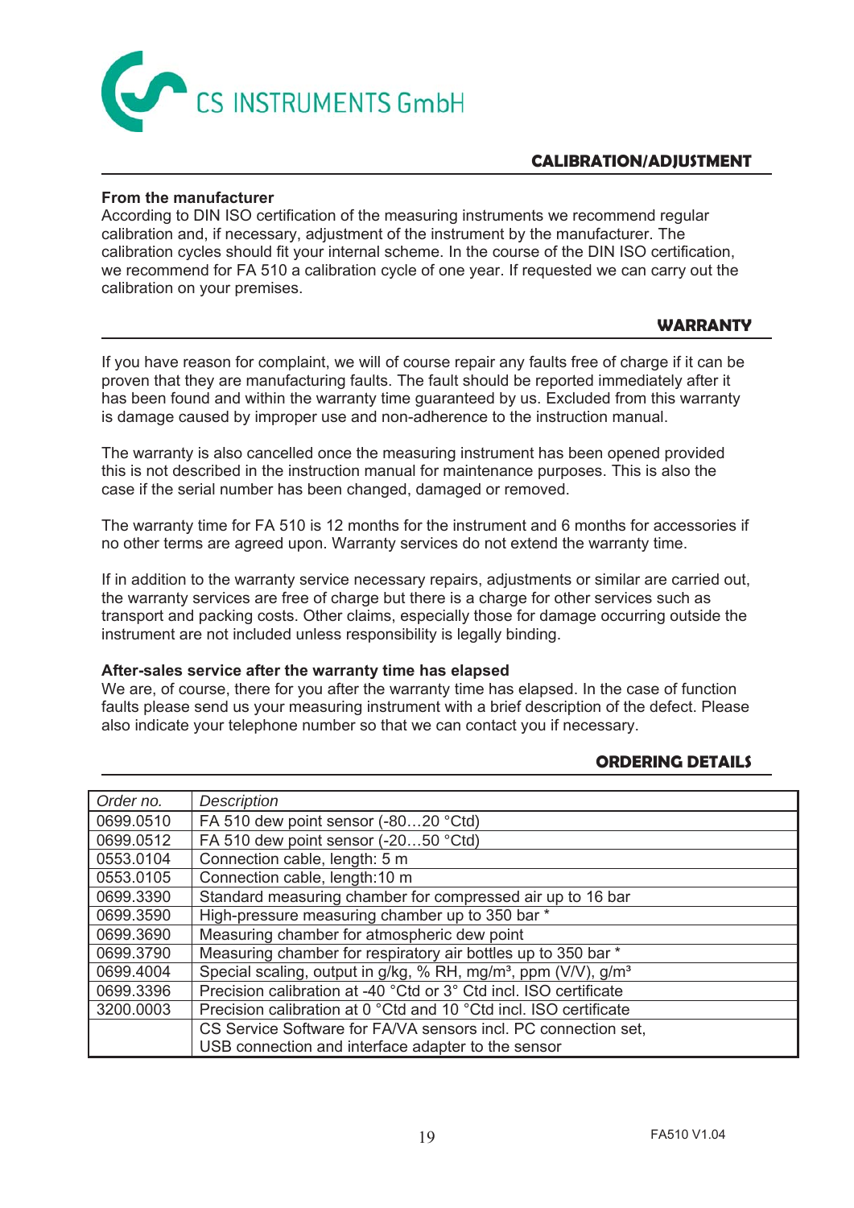## CALIBRATION/ADJUSTMENT

**From the manufacturer**
According to DIN ISO certification of the measuring instruments we recommend regular calibration and, if necessary, adjustment of the instrument by the manufacturer. The calibration cycles should fit your internal scheme. In the course of the DIN ISO certification, we recommend for FA 510 a calibration cycle of one year. If requested we can carry out the calibration on your premises.

## WARRANTY

If you have reason for complaint, we will of course repair any faults free of charge if it can be proven that they are manufacturing faults. The fault should be reported immediately after it has been found and within the warranty time guaranteed by us. Excluded from this warranty is damage caused by improper use and non-adherence to the instruction manual.

The warranty is also cancelled once the measuring instrument has been opened provided this is not described in the instruction manual for maintenance purposes. This is also the case if the serial number has been changed, damaged or removed.

The warranty time for FA 510 is 12 months for the instrument and 6 months for accessories if no other terms are agreed upon. Warranty services do not extend the warranty time.

If in addition to the warranty service necessary repairs, adjustments or similar are carried out, the warranty services are free of charge but there is a charge for other services such as transport and packing costs. Other claims, especially those for damage occurring outside the instrument are not included unless responsibility is legally binding.

**After-sales service after the warranty time has elapsed**
We are, of course, there for you after the warranty time has elapsed. In the case of function faults please send us your measuring instrument with a brief description of the defect. Please also indicate your telephone number so that we can contact you if necessary.

## ORDERING DETAILS

| *Order no.* | *Description* |
|---|---|
| 0699.0510 | FA 510 dew point sensor (-80…20 °Ctd) |
| 0699.0512 | FA 510 dew point sensor (-20…50 °Ctd) |
| 0553.0104 | Connection cable, length: 5 m |
| 0553.0105 | Connection cable, length:10 m |
| 0699.3390 | Standard measuring chamber for compressed air up to 16 bar |
| 0699.3590 | High-pressure measuring chamber up to 350 bar * |
| 0699.3690 | Measuring chamber for atmospheric dew point |
| 0699.3790 | Measuring chamber for respiratory air bottles up to 350 bar * |
| 0699.4004 | Special scaling, output in g/kg, % RH, mg/m³, ppm (V/V), g/m³ |
| 0699.3396 | Precision calibration at -40 °Ctd or 3° Ctd incl. ISO certificate |
| 3200.0003 | Precision calibration at 0 °Ctd and 10 °Ctd incl. ISO certificate |
| | CS Service Software for FA/VA sensors incl. PC connection set, USB connection and interface adapter to the sensor |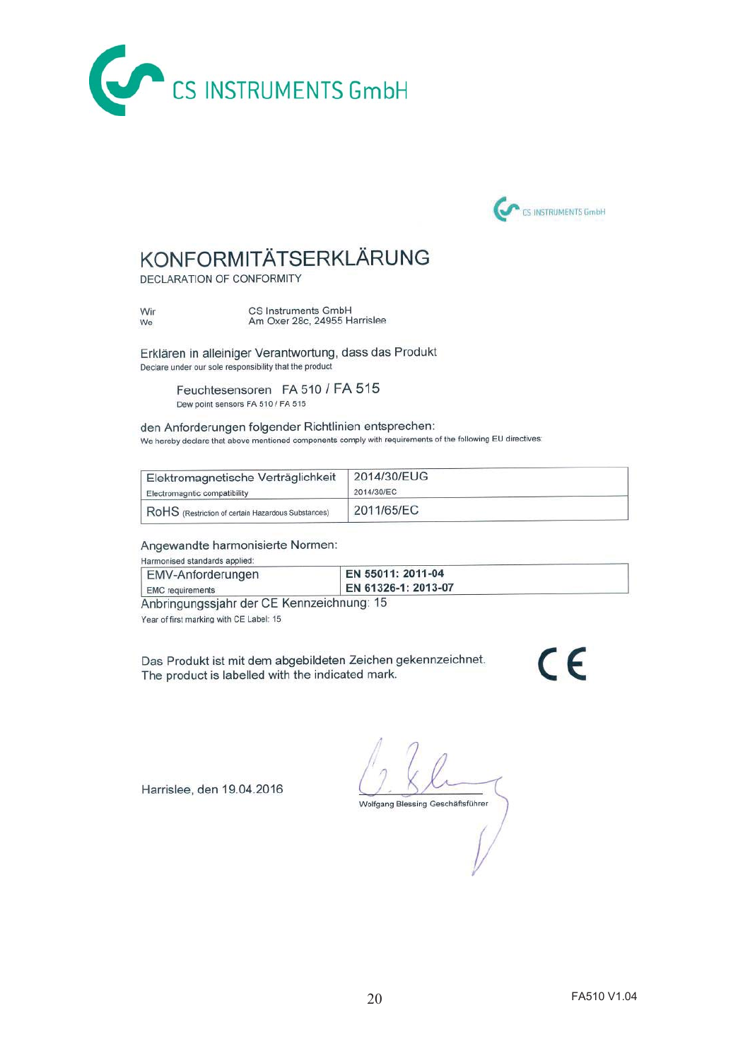CS INSTRUMENTS GmbH

CS INSTRUMENTS GmbH

# KONFORMITÄTSERKLÄRUNG

DECLARATION OF CONFORMITY

| Wir<br>We | CS Instruments GmbH<br>Am Oxer 28c, 24955 Harrislee |
|---|---|

Erklären in alleiniger Verantwortung, dass das Produkt
Declare under our sole responsibility that the product

Feuchtesensoren FA 510 / FA 515
Dew point sensors FA 510 / FA 515

den Anforderungen folgender Richtlinien entsprechen:
We hereby declare that above mentioned components comply with requirements of the following EU directives:

| | |
|---|---|
| Elektromagnetische Verträglichkeit<br>Electromagntic compatibility | 2014/30/EUG<br>2014/30/EC |
| RoHS (Restriction of certain Hazardous Substances) | 2011/65/EC |

Angewandte harmonisierte Normen:
Harmonised standards applied:

| | |
|---|---|
| EMV-Anforderungen<br>EMC requirements | **EN 55011: 2011-04**<br>**EN 61326-1: 2013-07** |

Anbringungsjahr der CE Kennzeichnung: 15
Year of first marking with CE Label: 15

Das Produkt ist mit dem abgebildeten Zeichen gekennzeichnet.
The product is labelled with the indicated mark.

CE

Harrislee, den 19.04.2016

Wolfgang Blessing Geschäftsführer

FA510 V1.04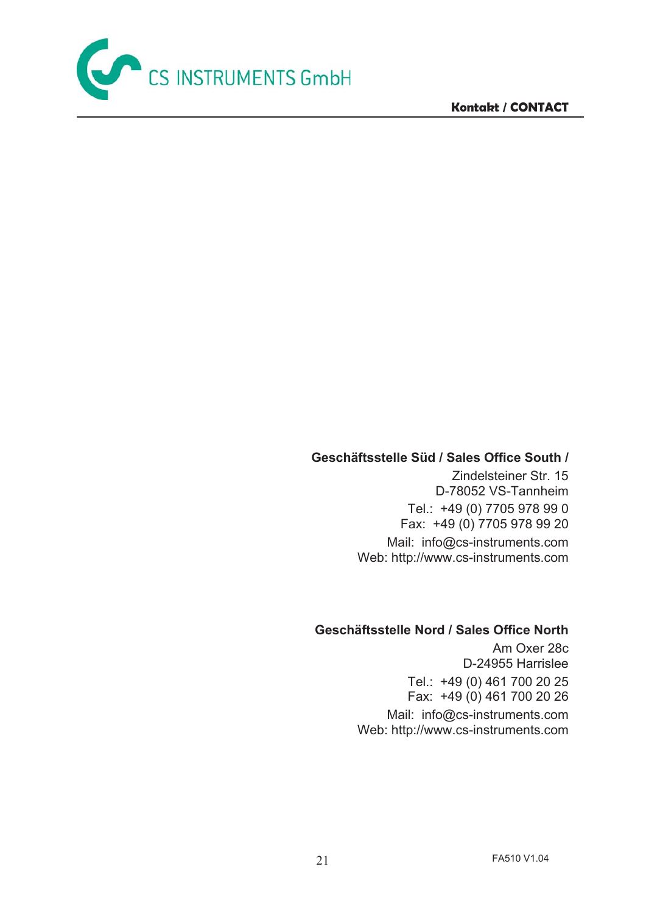CS INSTRUMENTS GmbH

## Kontakt / CONTACT

**Geschäftsstelle Süd / Sales Office South /**

Zindelsteiner Str. 15
D-78052 VS-Tannheim
Tel.: +49 (0) 7705 978 99 0
Fax: +49 (0) 7705 978 99 20
Mail: info@cs-instruments.com
Web: http://www.cs-instruments.com

**Geschäftsstelle Nord / Sales Office North**

Am Oxer 28c
D-24955 Harrislee
Tel.: +49 (0) 461 700 20 25
Fax: +49 (0) 461 700 20 26
Mail: info@cs-instruments.com
Web: http://www.cs-instruments.com